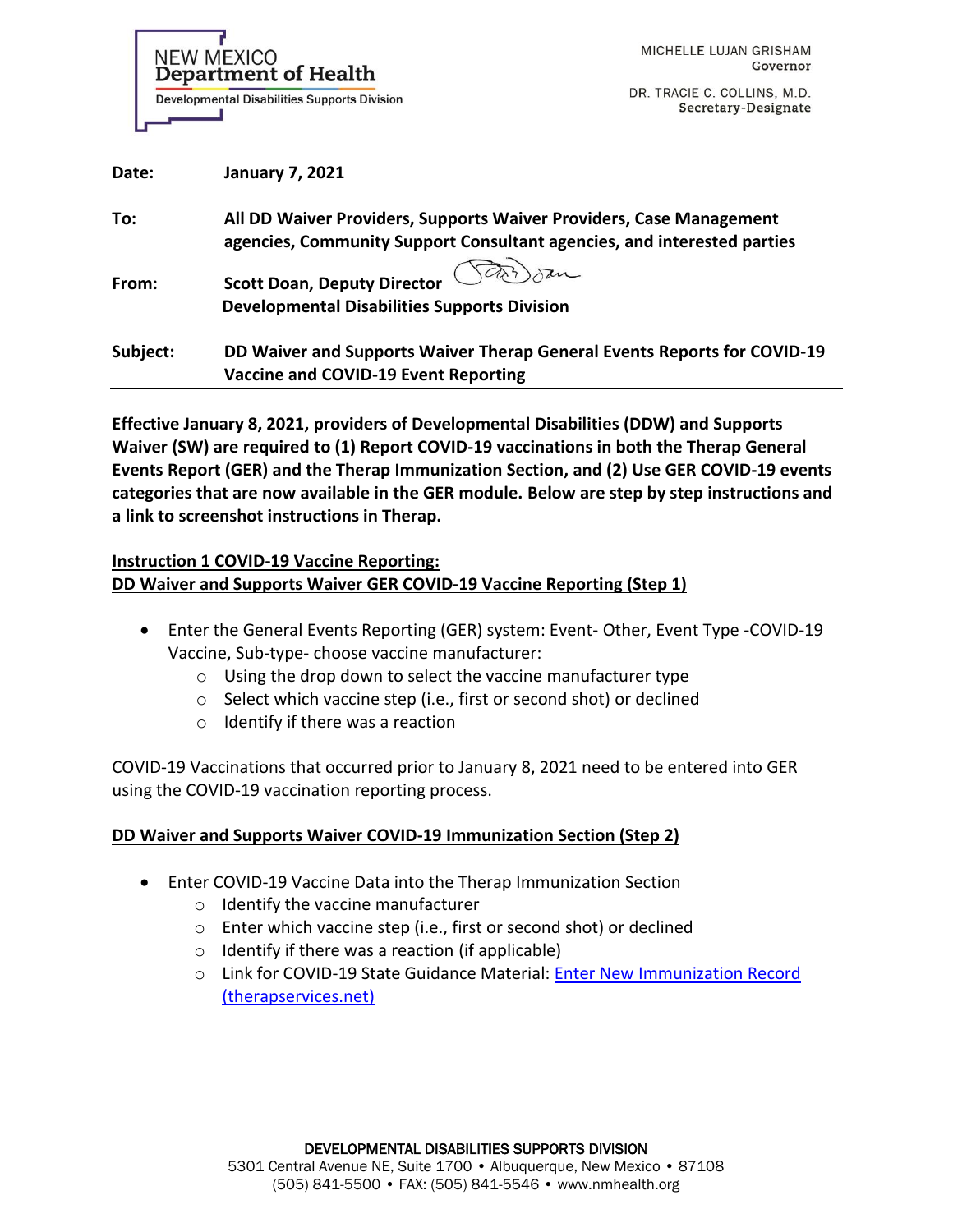NEW MEXICO
**Department of Health**
Developmental Disabilities Supports Division

MICHELLE LUJAN GRISHAM
Governor

DR. TRACIE C. COLLINS, M.D.
Secretary-Designate

**Date:** **January 7, 2021**

**To:** **All DD Waiver Providers, Supports Waiver Providers, Case Management agencies, Community Support Consultant agencies, and interested parties**

**From:** **Scott Doan, Deputy Director**
**Developmental Disabilities Supports Division**

**Subject:** **DD Waiver and Supports Waiver Therap General Events Reports for COVID-19 Vaccine and COVID-19 Event Reporting**

---

**Effective January 8, 2021, providers of Developmental Disabilities (DDW) and Supports Waiver (SW) are required to (1) Report COVID-19 vaccinations in both the Therap General Events Report (GER) and the Therap Immunization Section, and (2) Use GER COVID-19 events categories that are now available in the GER module. Below are step by step instructions and a link to screenshot instructions in Therap.**

**<u>Instruction 1 COVID-19 Vaccine Reporting:</u>**
**<u>DD Waiver and Supports Waiver GER COVID-19 Vaccine Reporting (Step 1)</u>**

- Enter the General Events Reporting (GER) system: Event- Other, Event Type -COVID-19 Vaccine, Sub-type- choose vaccine manufacturer:
  - Using the drop down to select the vaccine manufacturer type
  - Select which vaccine step (i.e., first or second shot) or declined
  - Identify if there was a reaction

COVID-19 Vaccinations that occurred prior to January 8, 2021 need to be entered into GER using the COVID-19 vaccination reporting process.

**<u>DD Waiver and Supports Waiver COVID-19 Immunization Section (Step 2)</u>**

- Enter COVID-19 Vaccine Data into the Therap Immunization Section
  - Identify the vaccine manufacturer
  - Enter which vaccine step (i.e., first or second shot) or declined
  - Identify if there was a reaction (if applicable)
  - Link for COVID-19 State Guidance Material: [Enter New Immunization Record (therapservices.net)]()

DEVELOPMENTAL DISABILITIES SUPPORTS DIVISION
5301 Central Avenue NE, Suite 1700 • Albuquerque, New Mexico • 87108
(505) 841-5500 • FAX: (505) 841-5546 • www.nmhealth.org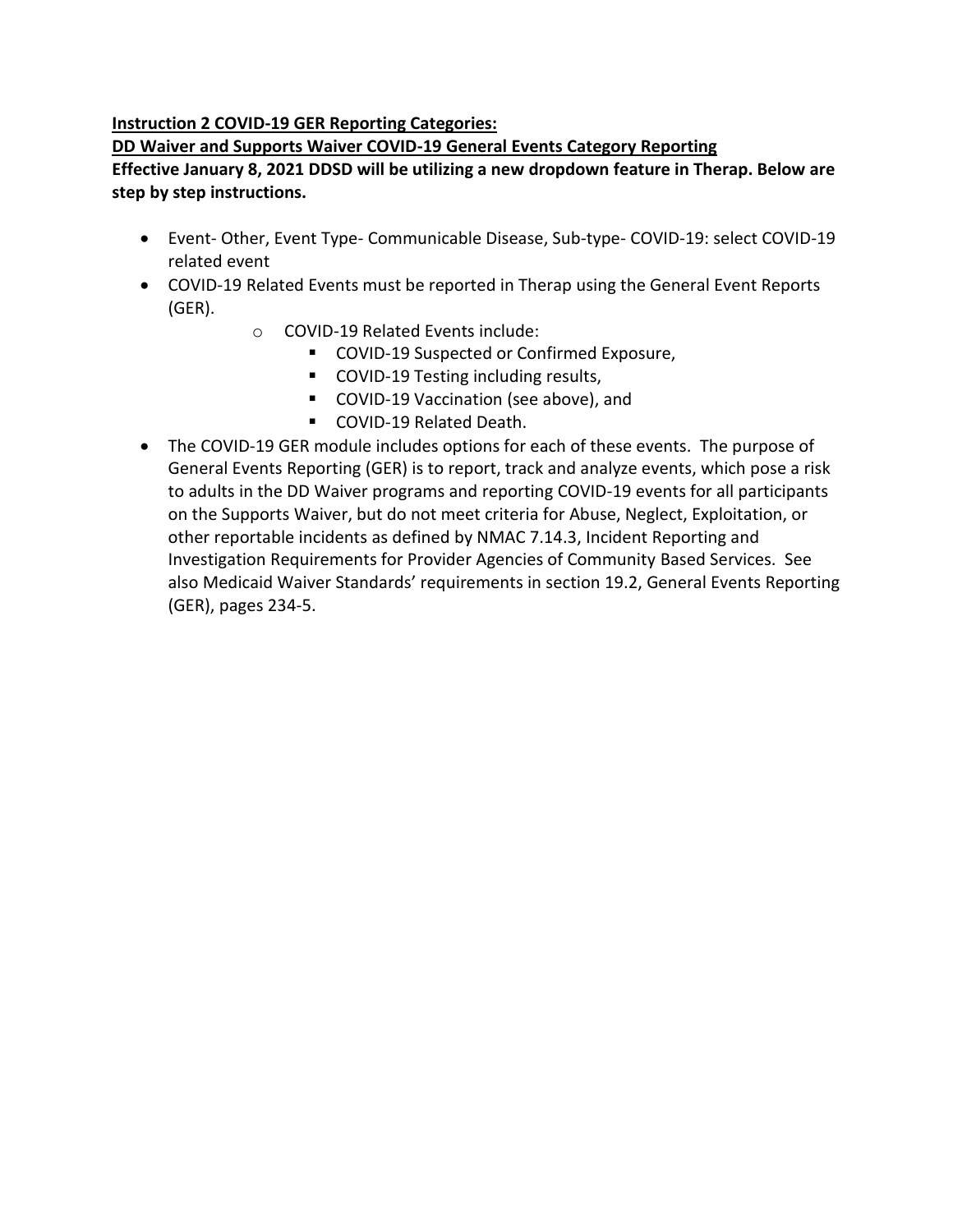**<u>Instruction 2 COVID-19 GER Reporting Categories:</u>**

**<u>DD Waiver and Supports Waiver COVID-19 General Events Category Reporting</u>**

**Effective January 8, 2021 DDSD will be utilizing a new dropdown feature in Therap. Below are step by step instructions.**

- Event- Other, Event Type- Communicable Disease, Sub-type- COVID-19: select COVID-19 related event
- COVID-19 Related Events must be reported in Therap using the General Event Reports (GER).
  - COVID-19 Related Events include:
    - COVID-19 Suspected or Confirmed Exposure,
    - COVID-19 Testing including results,
    - COVID-19 Vaccination (see above), and
    - COVID-19 Related Death.
- The COVID-19 GER module includes options for each of these events. The purpose of General Events Reporting (GER) is to report, track and analyze events, which pose a risk to adults in the DD Waiver programs and reporting COVID-19 events for all participants on the Supports Waiver, but do not meet criteria for Abuse, Neglect, Exploitation, or other reportable incidents as defined by NMAC 7.14.3, Incident Reporting and Investigation Requirements for Provider Agencies of Community Based Services. See also Medicaid Waiver Standards' requirements in section 19.2, General Events Reporting (GER), pages 234-5.